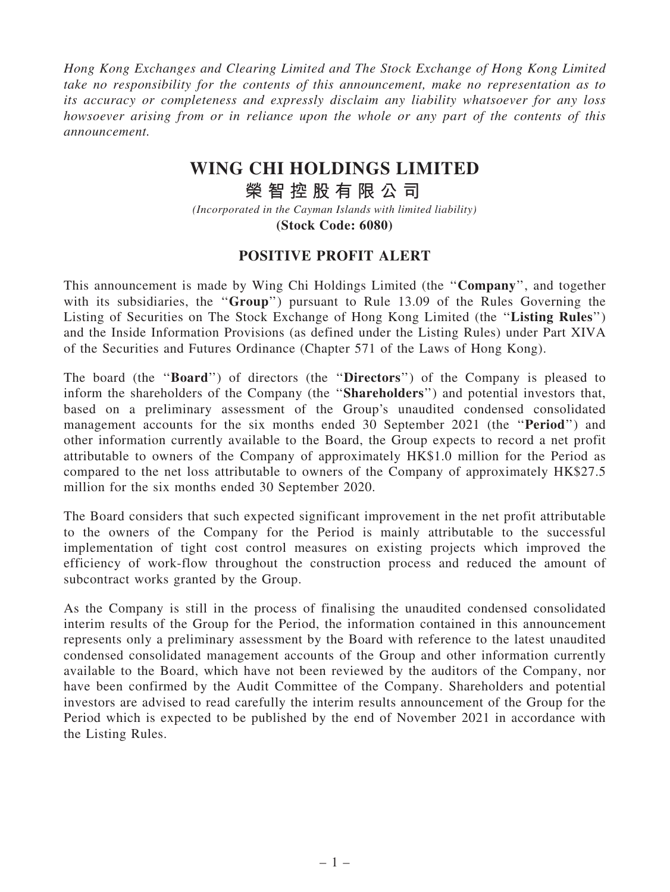*Hong Kong Exchanges and Clearing Limited and The Stock Exchange of Hong Kong Limited take no responsibility for the contents of this announcement, make no representation as to its accuracy or completeness and expressly disclaim any liability whatsoever for any loss howsoever arising from or in reliance upon the whole or any part of the contents of this announcement.*

# WING CHI HOLDINGS LIMITED
# 榮智控股有限公司

*(Incorporated in the Cayman Islands with limited liability)*
**(Stock Code: 6080)**

## POSITIVE PROFIT ALERT

This announcement is made by Wing Chi Holdings Limited (the "**Company**", and together with its subsidiaries, the "**Group**") pursuant to Rule 13.09 of the Rules Governing the Listing of Securities on The Stock Exchange of Hong Kong Limited (the "**Listing Rules**") and the Inside Information Provisions (as defined under the Listing Rules) under Part XIVA of the Securities and Futures Ordinance (Chapter 571 of the Laws of Hong Kong).

The board (the "**Board**") of directors (the "**Directors**") of the Company is pleased to inform the shareholders of the Company (the "**Shareholders**") and potential investors that, based on a preliminary assessment of the Group's unaudited condensed consolidated management accounts for the six months ended 30 September 2021 (the "**Period**") and other information currently available to the Board, the Group expects to record a net profit attributable to owners of the Company of approximately HK$1.0 million for the Period as compared to the net loss attributable to owners of the Company of approximately HK$27.5 million for the six months ended 30 September 2020.

The Board considers that such expected significant improvement in the net profit attributable to the owners of the Company for the Period is mainly attributable to the successful implementation of tight cost control measures on existing projects which improved the efficiency of work-flow throughout the construction process and reduced the amount of subcontract works granted by the Group.

As the Company is still in the process of finalising the unaudited condensed consolidated interim results of the Group for the Period, the information contained in this announcement represents only a preliminary assessment by the Board with reference to the latest unaudited condensed consolidated management accounts of the Group and other information currently available to the Board, which have not been reviewed by the auditors of the Company, nor have been confirmed by the Audit Committee of the Company. Shareholders and potential investors are advised to read carefully the interim results announcement of the Group for the Period which is expected to be published by the end of November 2021 in accordance with the Listing Rules.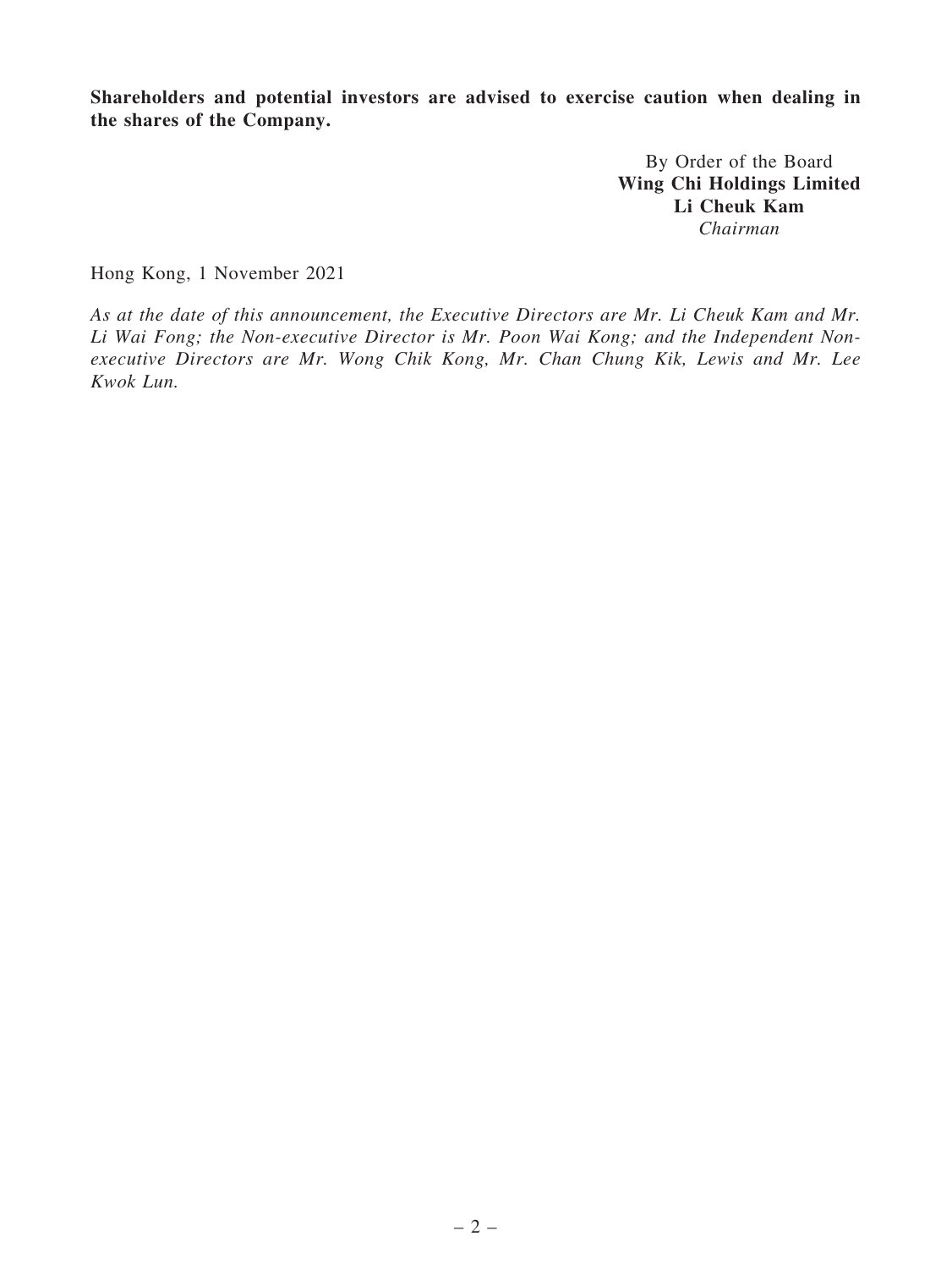**Shareholders and potential investors are advised to exercise caution when dealing in the shares of the Company.**

By Order of the Board
**Wing Chi Holdings Limited**
**Li Cheuk Kam**
*Chairman*

Hong Kong, 1 November 2021

*As at the date of this announcement, the Executive Directors are Mr. Li Cheuk Kam and Mr. Li Wai Fong; the Non-executive Director is Mr. Poon Wai Kong; and the Independent Non-executive Directors are Mr. Wong Chik Kong, Mr. Chan Chung Kik, Lewis and Mr. Lee Kwok Lun.*